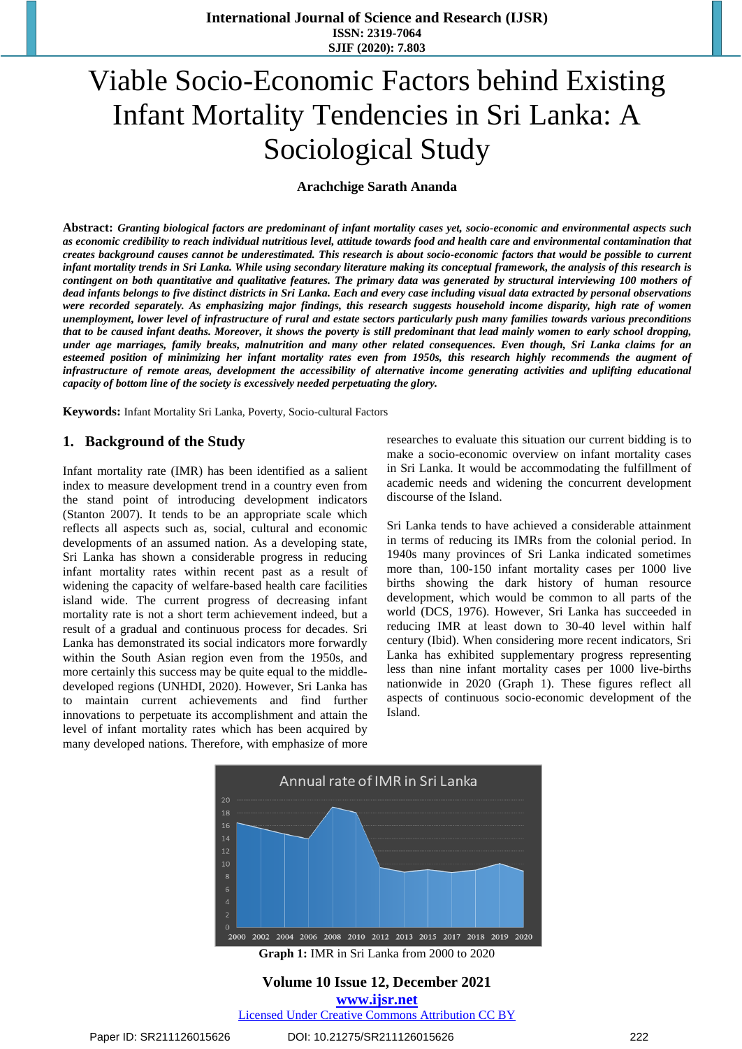# Viable Socio-Economic Factors behind Existing Infant Mortality Tendencies in Sri Lanka: A Sociological Study

**Arachchige Sarath Ananda**

**Abstract:** ***Granting biological factors are predominant of infant mortality cases yet, socio-economic and environmental aspects such as economic credibility to reach individual nutritious level, attitude towards food and health care and environmental contamination that creates background causes cannot be underestimated. This research is about socio-economic factors that would be possible to current infant mortality trends in Sri Lanka. While using secondary literature making its conceptual framework, the analysis of this research is contingent on both quantitative and qualitative features. The primary data was generated by structural interviewing 100 mothers of dead infants belongs to five distinct districts in Sri Lanka. Each and every case including visual data extracted by personal observations were recorded separately. As emphasizing major findings, this research suggests household income disparity, high rate of women unemployment, lower level of infrastructure of rural and estate sectors particularly push many families towards various preconditions that to be caused infant deaths. Moreover, it shows the poverty is still predominant that lead mainly women to early school dropping, under age marriages, family breaks, malnutrition and many other related consequences. Even though, Sri Lanka claims for an esteemed position of minimizing her infant mortality rates even from 1950s, this research highly recommends the augment of infrastructure of remote areas, development the accessibility of alternative income generating activities and uplifting educational capacity of bottom line of the society is excessively needed perpetuating the glory.***

**Keywords:** Infant Mortality Sri Lanka, Poverty, Socio-cultural Factors

## 1. Background of the Study

Infant mortality rate (IMR) has been identified as a salient index to measure development trend in a country even from the stand point of introducing development indicators (Stanton 2007). It tends to be an appropriate scale which reflects all aspects such as, social, cultural and economic developments of an assumed nation. As a developing state, Sri Lanka has shown a considerable progress in reducing infant mortality rates within recent past as a result of widening the capacity of welfare-based health care facilities island wide. The current progress of decreasing infant mortality rate is not a short term achievement indeed, but a result of a gradual and continuous process for decades. Sri Lanka has demonstrated its social indicators more forwardly within the South Asian region even from the 1950s, and more certainly this success may be quite equal to the middle-developed regions (UNHDI, 2020). However, Sri Lanka has to maintain current achievements and find further innovations to perpetuate its accomplishment and attain the level of infant mortality rates which has been acquired by many developed nations. Therefore, with emphasize of more researches to evaluate this situation our current bidding is to make a socio-economic overview on infant mortality cases in Sri Lanka. It would be accommodating the fulfillment of academic needs and widening the concurrent development discourse of the Island.

Sri Lanka tends to have achieved a considerable attainment in terms of reducing its IMRs from the colonial period. In 1940s many provinces of Sri Lanka indicated sometimes more than, 100-150 infant mortality cases per 1000 live births showing the dark history of human resource development, which would be common to all parts of the world (DCS, 1976). However, Sri Lanka has succeeded in reducing IMR at least down to 30-40 level within half century (Ibid). When considering more recent indicators, Sri Lanka has exhibited supplementary progress representing less than nine infant mortality cases per 1000 live-births nationwide in 2020 (Graph 1). These figures reflect all aspects of continuous socio-economic development of the Island.

**Graph 1:** IMR in Sri Lanka from 2000 to 2020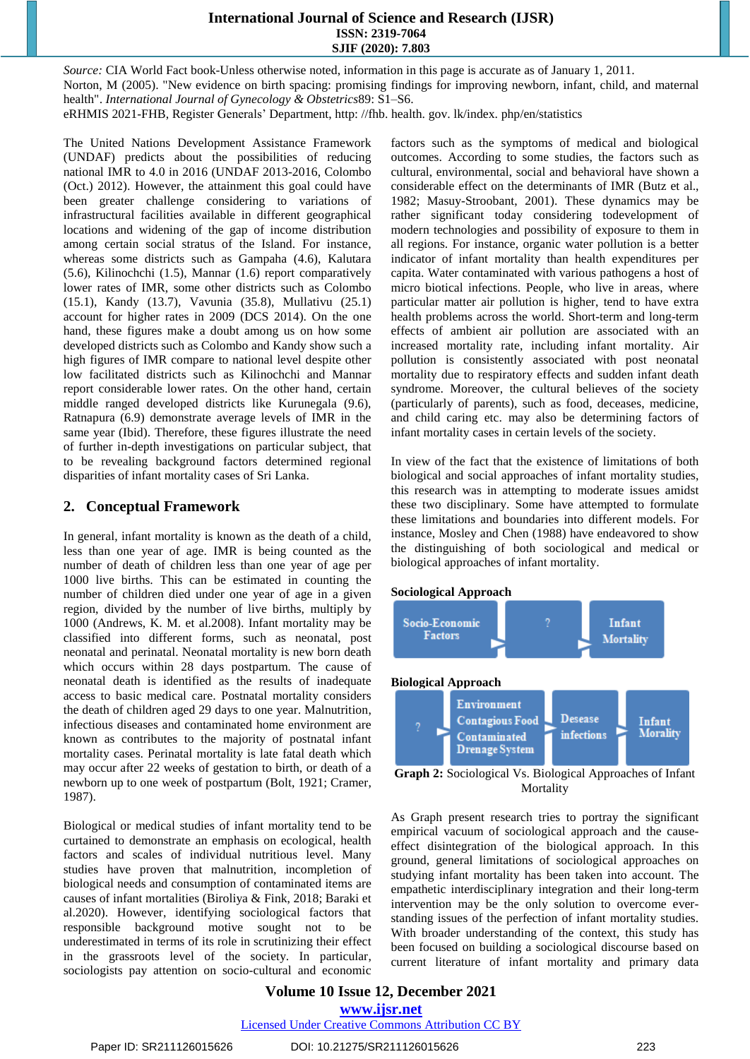*Source:* CIA World Fact book-Unless otherwise noted, information in this page is accurate as of January 1, 2011.
Norton, M (2005). "New evidence on birth spacing: promising findings for improving newborn, infant, child, and maternal health". *International Journal of Gynecology & Obstetrics*89: S1–S6.
eRHMIS 2021-FHB, Register Generals' Department, http: //fhb. health. gov. lk/index. php/en/statistics

The United Nations Development Assistance Framework (UNDAF) predicts about the possibilities of reducing national IMR to 4.0 in 2016 (UNDAF 2013-2016, Colombo (Oct.) 2012). However, the attainment this goal could have been greater challenge considering to variations of infrastructural facilities available in different geographical locations and widening of the gap of income distribution among certain social stratus of the Island. For instance, whereas some districts such as Gampaha (4.6), Kalutara (5.6), Kilinochchi (1.5), Mannar (1.6) report comparatively lower rates of IMR, some other districts such as Colombo (15.1), Kandy (13.7), Vavunia (35.8), Mullativu (25.1) account for higher rates in 2009 (DCS 2014). On the one hand, these figures make a doubt among us on how some developed districts such as Colombo and Kandy show such a high figures of IMR compare to national level despite other low facilitated districts such as Kilinochchi and Mannar report considerable lower rates. On the other hand, certain middle ranged developed districts like Kurunegala (9.6), Ratnapura (6.9) demonstrate average levels of IMR in the same year (Ibid). Therefore, these figures illustrate the need of further in-depth investigations on particular subject, that to be revealing background factors determined regional disparities of infant mortality cases of Sri Lanka.

## 2. Conceptual Framework

In general, infant mortality is known as the death of a child, less than one year of age. IMR is being counted as the number of death of children less than one year of age per 1000 live births. This can be estimated in counting the number of children died under one year of age in a given region, divided by the number of live births, multiply by 1000 (Andrews, K. M. et al.2008). Infant mortality may be classified into different forms, such as neonatal, post neonatal and perinatal. Neonatal mortality is new born death which occurs within 28 days postpartum. The cause of neonatal death is identified as the results of inadequate access to basic medical care. Postnatal mortality considers the death of children aged 29 days to one year. Malnutrition, infectious diseases and contaminated home environment are known as contributes to the majority of postnatal infant mortality cases. Perinatal mortality is late fatal death which may occur after 22 weeks of gestation to birth, or death of a newborn up to one week of postpartum (Bolt, 1921; Cramer, 1987).

Biological or medical studies of infant mortality tend to be curtained to demonstrate an emphasis on ecological, health factors and scales of individual nutritious level. Many studies have proven that malnutrition, incompletion of biological needs and consumption of contaminated items are causes of infant mortalities (Biroliya & Fink, 2018; Baraki et al.2020). However, identifying sociological factors that responsible background motive sought not to be underestimated in terms of its role in scrutinizing their effect in the grassroots level of the society. In particular, sociologists pay attention on socio-cultural and economic factors such as the symptoms of medical and biological outcomes. According to some studies, the factors such as cultural, environmental, social and behavioral have shown a considerable effect on the determinants of IMR (Butz et al., 1982; Masuy-Stroobant, 2001). These dynamics may be rather significant today considering todevelopment of modern technologies and possibility of exposure to them in all regions. For instance, organic water pollution is a better indicator of infant mortality than health expenditures per capita. Water contaminated with various pathogens a host of micro biotical infections. People, who live in areas, where particular matter air pollution is higher, tend to have extra health problems across the world. Short-term and long-term effects of ambient air pollution are associated with an increased mortality rate, including infant mortality. Air pollution is consistently associated with post neonatal mortality due to respiratory effects and sudden infant death syndrome. Moreover, the cultural believes of the society (particularly of parents), such as food, deceases, medicine, and child caring etc. may also be determining factors of infant mortality cases in certain levels of the society.

In view of the fact that the existence of limitations of both biological and social approaches of infant mortality studies, this research was in attempting to moderate issues amidst these two disciplinary. Some have attempted to formulate these limitations and boundaries into different models. For instance, Mosley and Chen (1988) have endeavored to show the distinguishing of both sociological and medical or biological approaches of infant mortality.

**Sociological Approach**

Socio-Economic Factors → ? → Infant Mortality

**Biological Approach**

? → Environment, Contagious Food, Contaminated, Drenage System → Desease infections → Infant Morality

**Graph 2:** Sociological Vs. Biological Approaches of Infant Mortality

As Graph present research tries to portray the significant empirical vacuum of sociological approach and the cause-effect disintegration of the biological approach. In this ground, general limitations of sociological approaches on studying infant mortality has been taken into account. The empathetic interdisciplinary integration and their long-term intervention may be the only solution to overcome ever-standing issues of the perfection of infant mortality studies. With broader understanding of the context, this study has been focused on building a sociological discourse based on current literature of infant mortality and primary data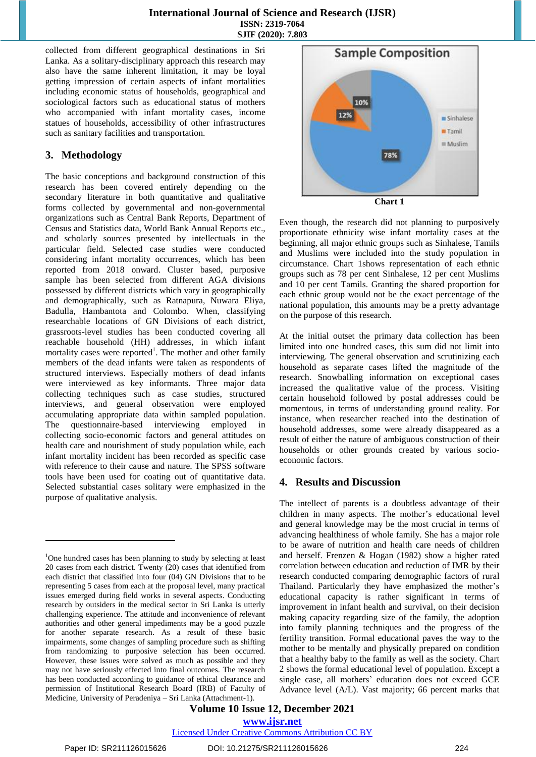collected from different geographical destinations in Sri Lanka. As a solitary-disciplinary approach this research may also have the same inherent limitation, it may be loyal getting impression of certain aspects of infant mortalities including economic status of households, geographical and sociological factors such as educational status of mothers who accompanied with infant mortality cases, income statues of households, accessibility of other infrastructures such as sanitary facilities and transportation.

## 3. Methodology

The basic conceptions and background construction of this research has been covered entirely depending on the secondary literature in both quantitative and qualitative forms collected by governmental and non-governmental organizations such as Central Bank Reports, Department of Census and Statistics data, World Bank Annual Reports etc., and scholarly sources presented by intellectuals in the particular field. Selected case studies were conducted considering infant mortality occurrences, which has been reported from 2018 onward. Cluster based, purposive sample has been selected from different AGA divisions possessed by different districts which vary in geographically and demographically, such as Ratnapura, Nuwara Eliya, Badulla, Hambantota and Colombo. When, classifying researchable locations of GN Divisions of each district, grassroots-level studies has been conducted covering all reachable household (HH) addresses, in which infant mortality cases were reported[1]. The mother and other family members of the dead infants were taken as respondents of structured interviews. Especially mothers of dead infants were interviewed as key informants. Three major data collecting techniques such as case studies, structured interviews, and general observation were employed accumulating appropriate data within sampled population. The questionnaire-based interviewing employed in collecting socio-economic factors and general attitudes on health care and nourishment of study population while, each infant mortality incident has been recorded as specific case with reference to their cause and nature. The SPSS software tools have been used for coating out of quantitative data. Selected substantial cases solitary were emphasized in the purpose of qualitative analysis.

**Sample Composition**

| Ethnicity | Percentage |
|---|---|
| Sinhalese | 78% |
| Tamil | 12% |
| Muslim | 10% |

**Chart 1**

Even though, the research did not planning to purposively proportionate ethnicity wise infant mortality cases at the beginning, all major ethnic groups such as Sinhalese, Tamils and Muslims were included into the study population in circumstance. Chart 1shows representation of each ethnic groups such as 78 per cent Sinhalese, 12 per cent Muslims and 10 per cent Tamils. Granting the shared proportion for each ethnic group would not be the exact percentage of the national population, this amounts may be a pretty advantage on the purpose of this research.

At the initial outset the primary data collection has been limited into one hundred cases, this sum did not limit into interviewing. The general observation and scrutinizing each household as separate cases lifted the magnitude of the research. Snowballing information on exceptional cases increased the qualitative value of the process. Visiting certain household followed by postal addresses could be momentous, in terms of understanding ground reality. For instance, when researcher reached into the destination of household addresses, some were already disappeared as a result of either the nature of ambiguous construction of their households or other grounds created by various socio-economic factors.

## 4. Results and Discussion

The intellect of parents is a doubtless advantage of their children in many aspects. The mother's educational level and general knowledge may be the most crucial in terms of advancing healthiness of whole family. She has a major role to be aware of nutrition and health care needs of children and herself. Frenzen & Hogan (1982) show a higher rated correlation between education and reduction of IMR by their research conducted comparing demographic factors of rural Thailand. Particularly they have emphasized the mother's educational capacity is rather significant in terms of improvement in infant health and survival, on their decision making capacity regarding size of the family, the adoption into family planning techniques and the progress of the fertility transition. Formal educational paves the way to the mother to be mentally and physically prepared on condition that a healthy baby to the family as well as the society. Chart 2 shows the formal educational level of population. Except a single case, all mothers' education does not exceed GCE Advance level (A/L). Vast majority; 66 percent marks that

---

[1]One hundred cases has been planning to study by selecting at least 20 cases from each district. Twenty (20) cases that identified from each district that classified into four (04) GN Divisions that to be representing 5 cases from each at the proposal level, many practical issues emerged during field works in several aspects. Conducting research by outsiders in the medical sector in Sri Lanka is utterly challenging experience. The attitude and inconvenience of relevant authorities and other general impediments may be a good puzzle for another separate research. As a result of these basic impairments, some changes of sampling procedure such as shifting from randomizing to purposive selection has been occurred. However, these issues were solved as much as possible and they may not have seriously effected into final outcomes. The research has been conducted according to guidance of ethical clearance and permission of Institutional Research Board (IRB) of Faculty of Medicine, University of Peradeniya – Sri Lanka (Attachment-1).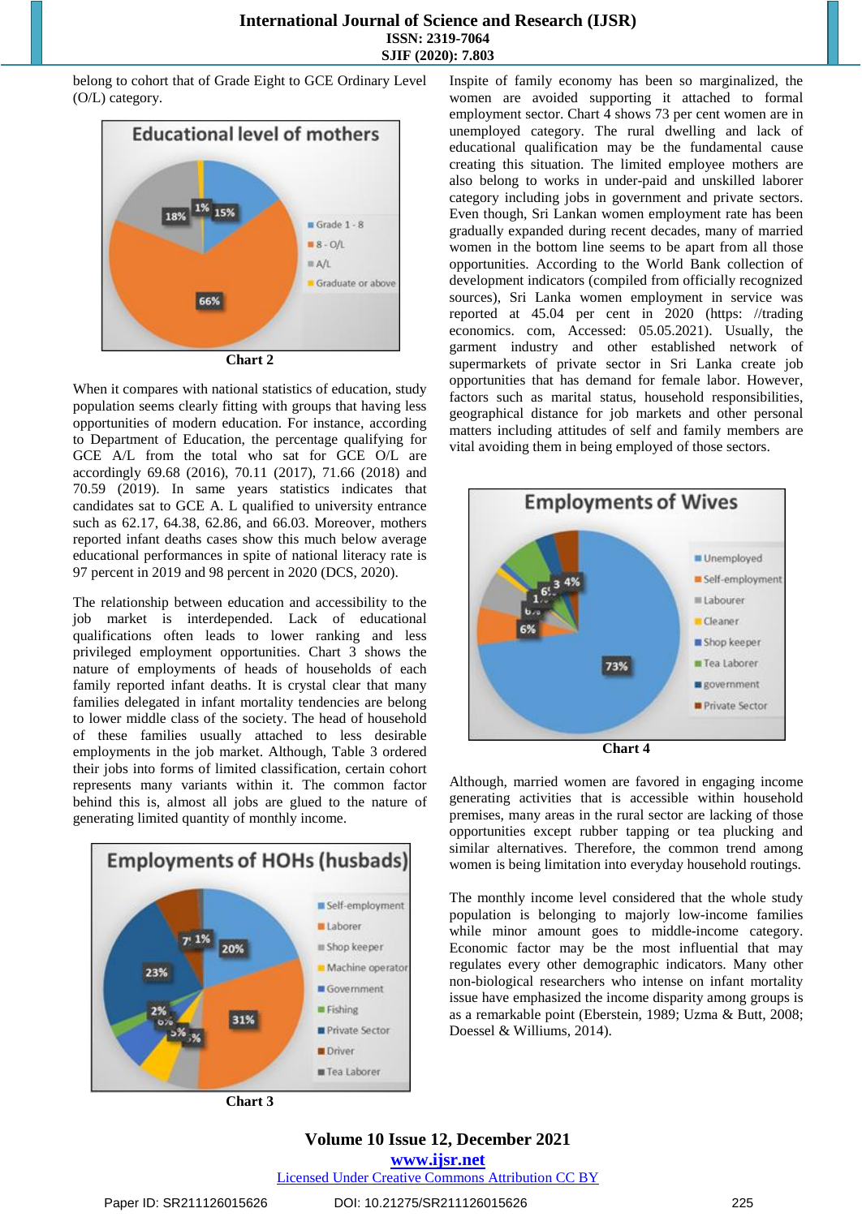belong to cohort that of Grade Eight to GCE Ordinary Level (O/L) category.

Chart 2

When it compares with national statistics of education, study population seems clearly fitting with groups that having less opportunities of modern education. For instance, according to Department of Education, the percentage qualifying for GCE A/L from the total who sat for GCE O/L are accordingly 69.68 (2016), 70.11 (2017), 71.66 (2018) and 70.59 (2019). In same years statistics indicates that candidates sat to GCE A. L qualified to university entrance such as 62.17, 64.38, 62.86, and 66.03. Moreover, mothers reported infant deaths cases show this much below average educational performances in spite of national literacy rate is 97 percent in 2019 and 98 percent in 2020 (DCS, 2020).

The relationship between education and accessibility to the job market is interdependent. Lack of educational qualifications often leads to lower ranking and less privileged employment opportunities. Chart 3 shows the nature of employments of heads of households of each family reported infant deaths. It is crystal clear that many families delegated in infant mortality tendencies are belong to lower middle class of the society. The head of household of these families usually attached to less desirable employments in the job market. Although, Table 3 ordered their jobs into forms of limited classification, certain cohort represents many variants within it. The common factor behind this is, almost all jobs are glued to the nature of generating limited quantity of monthly income.

Chart 3

Inspite of family economy has been so marginalized, the women are avoided supporting it attached to formal employment sector. Chart 4 shows 73 per cent women are in unemployed category. The rural dwelling and lack of educational qualification may be the fundamental cause creating this situation. The limited employee mothers are also belong to works in under-paid and unskilled laborer category including jobs in government and private sectors. Even though, Sri Lankan women employment rate has been gradually expanded during recent decades, many of married women in the bottom line seems to be apart from all those opportunities. According to the World Bank collection of development indicators (compiled from officially recognized sources), Sri Lanka women employment in service was reported at 45.04 per cent in 2020 (https: //trading economics. com, Accessed: 05.05.2021). Usually, the garment industry and other established network of supermarkets of private sector in Sri Lanka create job opportunities that has demand for female labor. However, factors such as marital status, household responsibilities, geographical distance for job markets and other personal matters including attitudes of self and family members are vital avoiding them in being employed of those sectors.

Chart 4

Although, married women are favored in engaging income generating activities that is accessible within household premises, many areas in the rural sector are lacking of those opportunities except rubber tapping or tea plucking and similar alternatives. Therefore, the common trend among women is being limitation into everyday household routings.

The monthly income level considered that the whole study population is belonging to majorly low-income families while minor amount goes to middle-income category. Economic factor may be the most influential that may regulates every other demographic indicators. Many other non-biological researchers who intense on infant mortality issue have emphasized the income disparity among groups is as a remarkable point (Eberstein, 1989; Uzma & Butt, 2008; Doessel & Williums, 2014).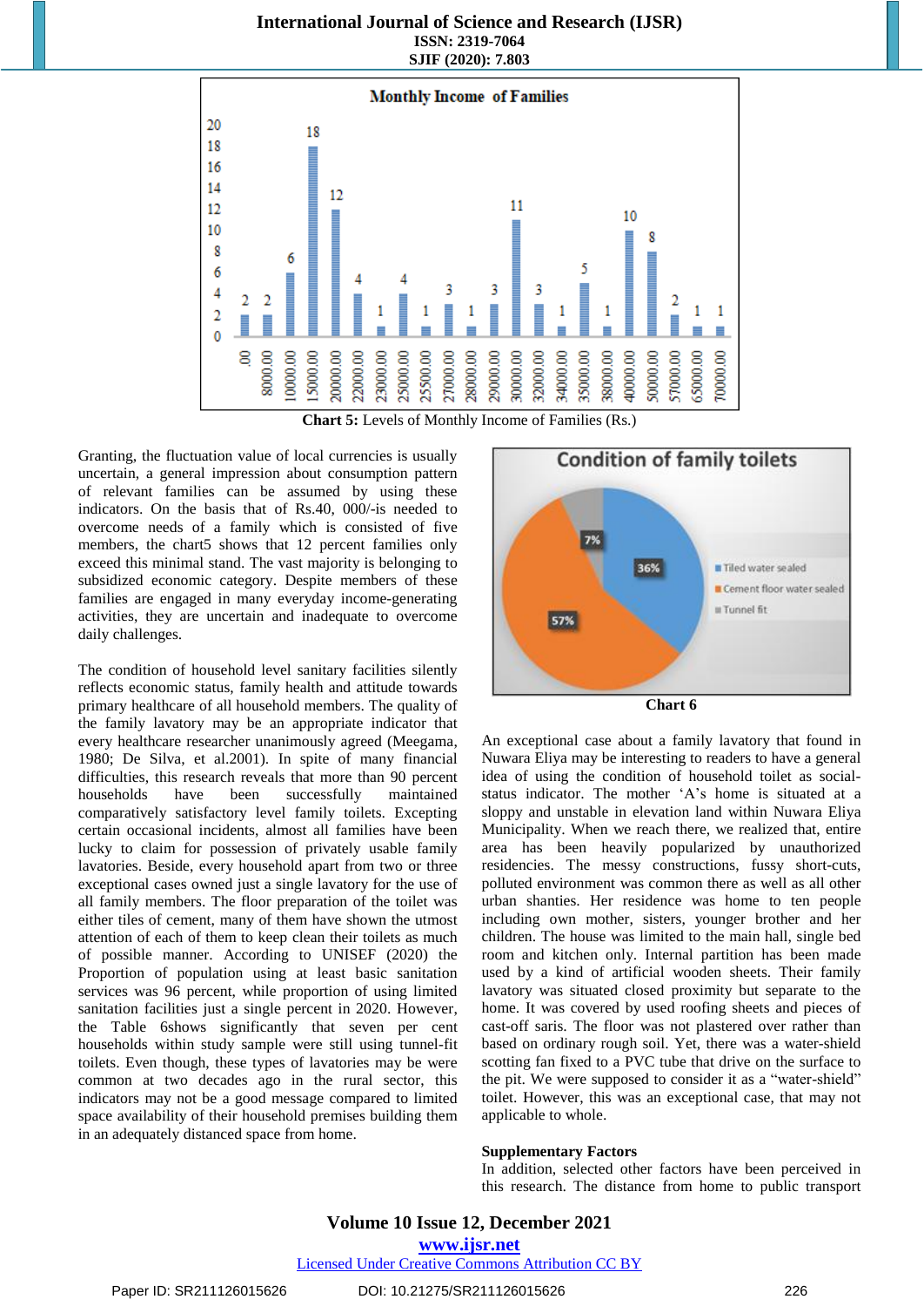Chart 5: Levels of Monthly Income of Families (Rs.)

Granting, the fluctuation value of local currencies is usually uncertain, a general impression about consumption pattern of relevant families can be assumed by using these indicators. On the basis that of Rs.40, 000/-is needed to overcome needs of a family which is consisted of five members, the chart5 shows that 12 percent families only exceed this minimal stand. The vast majority is belonging to subsidized economic category. Despite members of these families are engaged in many everyday income-generating activities, they are uncertain and inadequate to overcome daily challenges.

The condition of household level sanitary facilities silently reflects economic status, family health and attitude towards primary healthcare of all household members. The quality of the family lavatory may be an appropriate indicator that every healthcare researcher unanimously agreed (Meegama, 1980; De Silva, et al.2001). In spite of many financial difficulties, this research reveals that more than 90 percent households have been successfully maintained comparatively satisfactory level family toilets. Excepting certain occasional incidents, almost all families have been lucky to claim for possession of privately usable family lavatories. Beside, every household apart from two or three exceptional cases owned just a single lavatory for the use of all family members. The floor preparation of the toilet was either tiles of cement, many of them have shown the utmost attention of each of them to keep clean their toilets as much of possible manner. According to UNISEF (2020) the Proportion of population using at least basic sanitation services was 96 percent, while proportion of using limited sanitation facilities just a single percent in 2020. However, the Table 6shows significantly that seven per cent households within study sample were still using tunnel-fit toilets. Even though, these types of lavatories may be were common at two decades ago in the rural sector, this indicators may not be a good message compared to limited space availability of their household premises building them in an adequately distanced space from home.

Chart 6

An exceptional case about a family lavatory that found in Nuwara Eliya may be interesting to readers to have a general idea of using the condition of household toilet as social-status indicator. The mother 'A's home is situated at a sloppy and unstable in elevation land within Nuwara Eliya Municipality. When we reach there, we realized that, entire area has been heavily popularized by unauthorized residencies. The messy constructions, fussy short-cuts, polluted environment was common there as well as all other urban shanties. Her residence was home to ten people including own mother, sisters, younger brother and her children. The house was limited to the main hall, single bed room and kitchen only. Internal partition has been made used by a kind of artificial wooden sheets. Their family lavatory was situated closed proximity but separate to the home. It was covered by used roofing sheets and pieces of cast-off saris. The floor was not plastered over rather than based on ordinary rough soil. Yet, there was a water-shield scotting fan fixed to a PVC tube that drive on the surface to the pit. We were supposed to consider it as a "water-shield" toilet. However, this was an exceptional case, that may not applicable to whole.

**Supplementary Factors**

In addition, selected other factors have been perceived in this research. The distance from home to public transport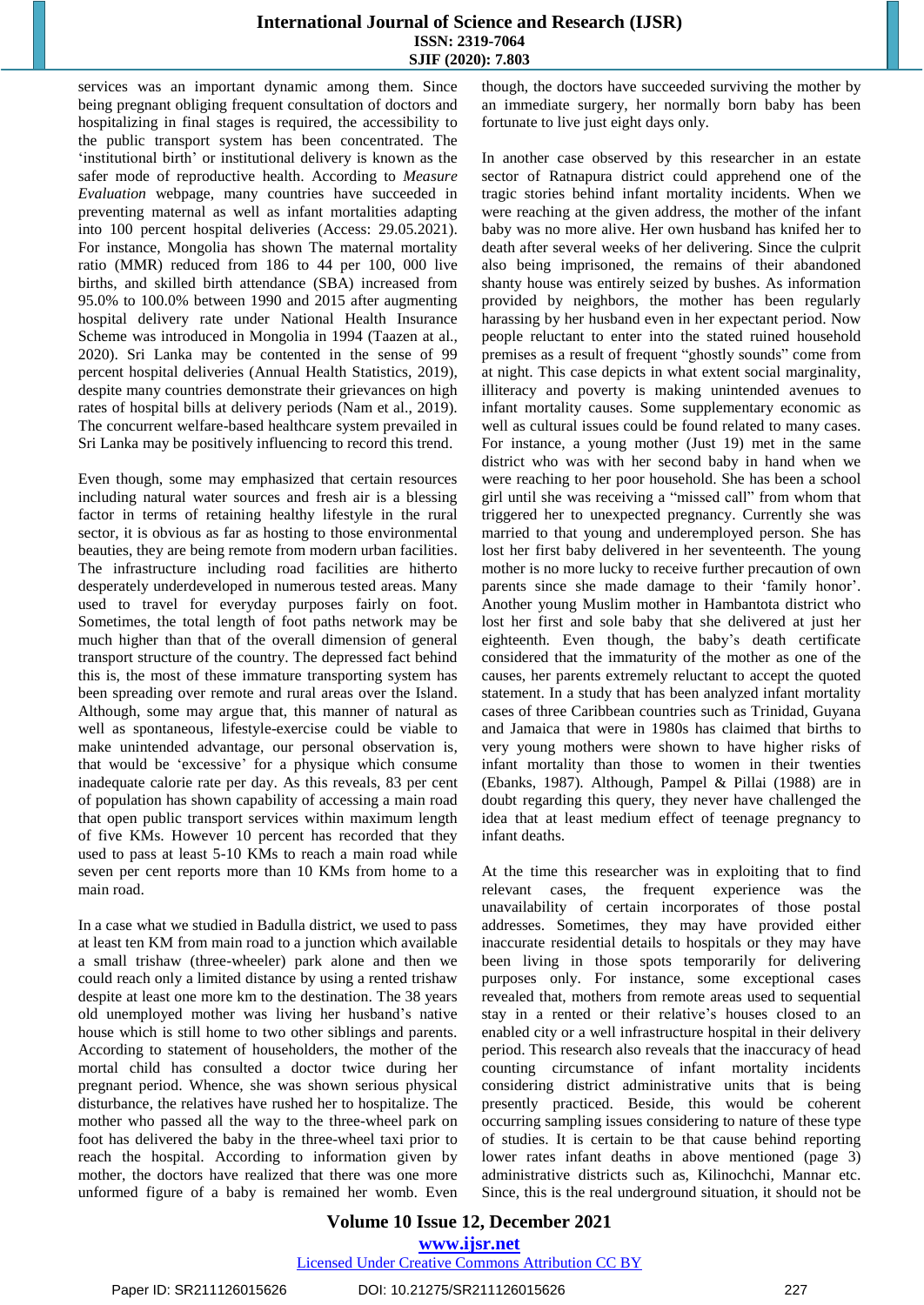services was an important dynamic among them. Since being pregnant obliging frequent consultation of doctors and hospitalizing in final stages is required, the accessibility to the public transport system has been concentrated. The 'institutional birth' or institutional delivery is known as the safer mode of reproductive health. According to *Measure Evaluation* webpage, many countries have succeeded in preventing maternal as well as infant mortalities adapting into 100 percent hospital deliveries (Access: 29.05.2021). For instance, Mongolia has shown The maternal mortality ratio (MMR) reduced from 186 to 44 per 100, 000 live births, and skilled birth attendance (SBA) increased from 95.0% to 100.0% between 1990 and 2015 after augmenting hospital delivery rate under National Health Insurance Scheme was introduced in Mongolia in 1994 (Taazen at al., 2020). Sri Lanka may be contented in the sense of 99 percent hospital deliveries (Annual Health Statistics, 2019), despite many countries demonstrate their grievances on high rates of hospital bills at delivery periods (Nam et al., 2019). The concurrent welfare-based healthcare system prevailed in Sri Lanka may be positively influencing to record this trend.

Even though, some may emphasized that certain resources including natural water sources and fresh air is a blessing factor in terms of retaining healthy lifestyle in the rural sector, it is obvious as far as hosting to those environmental beauties, they are being remote from modern urban facilities. The infrastructure including road facilities are hitherto desperately underdeveloped in numerous tested areas. Many used to travel for everyday purposes fairly on foot. Sometimes, the total length of foot paths network may be much higher than that of the overall dimension of general transport structure of the country. The depressed fact behind this is, the most of these immature transporting system has been spreading over remote and rural areas over the Island. Although, some may argue that, this manner of natural as well as spontaneous, lifestyle-exercise could be viable to make unintended advantage, our personal observation is, that would be 'excessive' for a physique which consume inadequate calorie rate per day. As this reveals, 83 per cent of population has shown capability of accessing a main road that open public transport services within maximum length of five KMs. However 10 percent has recorded that they used to pass at least 5-10 KMs to reach a main road while seven per cent reports more than 10 KMs from home to a main road.

In a case what we studied in Badulla district, we used to pass at least ten KM from main road to a junction which available a small trishaw (three-wheeler) park alone and then we could reach only a limited distance by using a rented trishaw despite at least one more km to the destination. The 38 years old unemployed mother was living her husband's native house which is still home to two other siblings and parents. According to statement of householders, the mother of the mortal child has consulted a doctor twice during her pregnant period. Whence, she was shown serious physical disturbance, the relatives have rushed her to hospitalize. The mother who passed all the way to the three-wheel park on foot has delivered the baby in the three-wheel taxi prior to reach the hospital. According to information given by mother, the doctors have realized that there was one more unformed figure of a baby is remained her womb. Even though, the doctors have succeeded surviving the mother by an immediate surgery, her normally born baby has been fortunate to live just eight days only.

In another case observed by this researcher in an estate sector of Ratnapura district could apprehend one of the tragic stories behind infant mortality incidents. When we were reaching at the given address, the mother of the infant baby was no more alive. Her own husband has knifed her to death after several weeks of her delivering. Since the culprit also being imprisoned, the remains of their abandoned shanty house was entirely seized by bushes. As information provided by neighbors, the mother has been regularly harassing by her husband even in her expectant period. Now people reluctant to enter into the stated ruined household premises as a result of frequent "ghostly sounds" come from at night. This case depicts in what extent social marginality, illiteracy and poverty is making unintended avenues to infant mortality causes. Some supplementary economic as well as cultural issues could be found related to many cases. For instance, a young mother (Just 19) met in the same district who was with her second baby in hand when we were reaching to her poor household. She has been a school girl until she was receiving a "missed call" from whom that triggered her to unexpected pregnancy. Currently she was married to that young and underemployed person. She has lost her first baby delivered in her seventeenth. The young mother is no more lucky to receive further precaution of own parents since she made damage to their 'family honor'. Another young Muslim mother in Hambantota district who lost her first and sole baby that she delivered at just her eighteenth. Even though, the baby's death certificate considered that the immaturity of the mother as one of the causes, her parents extremely reluctant to accept the quoted statement. In a study that has been analyzed infant mortality cases of three Caribbean countries such as Trinidad, Guyana and Jamaica that were in 1980s has claimed that births to very young mothers were shown to have higher risks of infant mortality than those to women in their twenties (Ebanks, 1987). Although, Pampel & Pillai (1988) are in doubt regarding this query, they never have challenged the idea that at least medium effect of teenage pregnancy to infant deaths.

At the time this researcher was in exploiting that to find relevant cases, the frequent experience was the unavailability of certain incorporates of those postal addresses. Sometimes, they may have provided either inaccurate residential details to hospitals or they may have been living in those spots temporarily for delivering purposes only. For instance, some exceptional cases revealed that, mothers from remote areas used to sequential stay in a rented or their relative's houses closed to an enabled city or a well infrastructure hospital in their delivery period. This research also reveals that the inaccuracy of head counting circumstance of infant mortality incidents considering district administrative units that is being presently practiced. Beside, this would be coherent occurring sampling issues considering to nature of these type of studies. It is certain to be that cause behind reporting lower rates infant deaths in above mentioned (page 3) administrative districts such as, Kilinochchi, Mannar etc. Since, this is the real underground situation, it should not be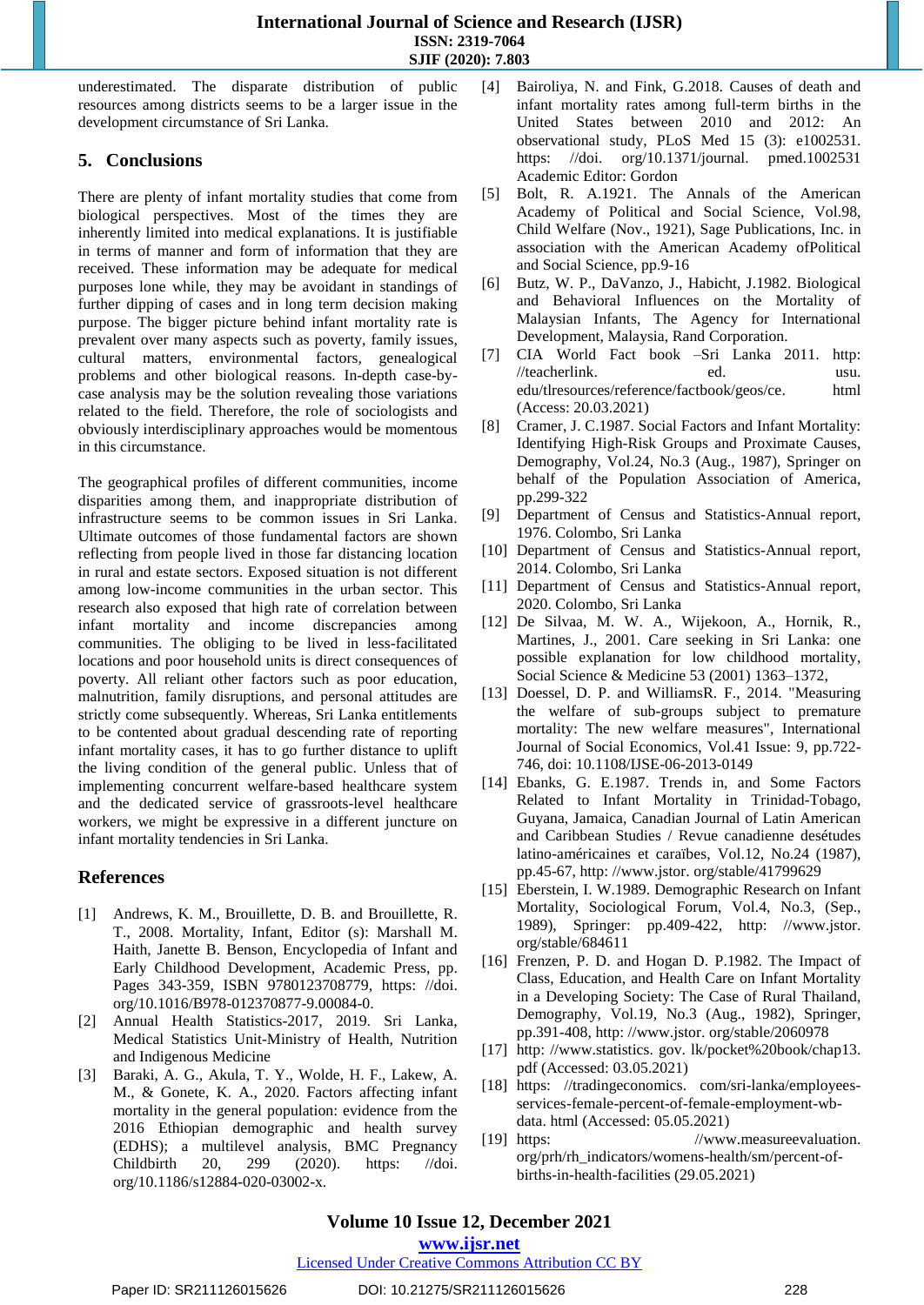underestimated. The disparate distribution of public resources among districts seems to be a larger issue in the development circumstance of Sri Lanka.

## 5. Conclusions

There are plenty of infant mortality studies that come from biological perspectives. Most of the times they are inherently limited into medical explanations. It is justifiable in terms of manner and form of information that they are received. These information may be adequate for medical purposes lone while, they may be avoidant in standings of further dipping of cases and in long term decision making purpose. The bigger picture behind infant mortality rate is prevalent over many aspects such as poverty, family issues, cultural matters, environmental factors, genealogical problems and other biological reasons. In-depth case-by-case analysis may be the solution revealing those variations related to the field. Therefore, the role of sociologists and obviously interdisciplinary approaches would be momentous in this circumstance.

The geographical profiles of different communities, income disparities among them, and inappropriate distribution of infrastructure seems to be common issues in Sri Lanka. Ultimate outcomes of those fundamental factors are shown reflecting from people lived in those far distancing location in rural and estate sectors. Exposed situation is not different among low-income communities in the urban sector. This research also exposed that high rate of correlation between infant mortality and income discrepancies among communities. The obliging to be lived in less-facilitated locations and poor household units is direct consequences of poverty. All reliant other factors such as poor education, malnutrition, family disruptions, and personal attitudes are strictly come subsequently. Whereas, Sri Lanka entitlements to be contented about gradual descending rate of reporting infant mortality cases, it has to go further distance to uplift the living condition of the general public. Unless that of implementing concurrent welfare-based healthcare system and the dedicated service of grassroots-level healthcare workers, we might be expressive in a different juncture on infant mortality tendencies in Sri Lanka.

## References

[1] Andrews, K. M., Brouillette, D. B. and Brouillette, R. T., 2008. Mortality, Infant, Editor (s): Marshall M. Haith, Janette B. Benson, Encyclopedia of Infant and Early Childhood Development, Academic Press, pp. Pages 343-359, ISBN 9780123708779, https: //doi. org/10.1016/B978-012370877-9.00084-0.

[2] Annual Health Statistics-2017, 2019. Sri Lanka, Medical Statistics Unit-Ministry of Health, Nutrition and Indigenous Medicine

[3] Baraki, A. G., Akula, T. Y., Wolde, H. F., Lakew, A. M., & Gonete, K. A., 2020. Factors affecting infant mortality in the general population: evidence from the 2016 Ethiopian demographic and health survey (EDHS); a multilevel analysis, BMC Pregnancy Childbirth 20, 299 (2020). https: //doi. org/10.1186/s12884-020-03002-x.

[4] Bairoliya, N. and Fink, G.2018. Causes of death and infant mortality rates among full-term births in the United States between 2010 and 2012: An observational study, PLoS Med 15 (3): e1002531. https: //doi. org/10.1371/journal. pmed.1002531 Academic Editor: Gordon

[5] Bolt, R. A.1921. The Annals of the American Academy of Political and Social Science, Vol.98, Child Welfare (Nov., 1921), Sage Publications, Inc. in association with the American Academy ofPolitical and Social Science, pp.9-16

[6] Butz, W. P., DaVanzo, J., Habicht, J.1982. Biological and Behavioral Influences on the Mortality of Malaysian Infants, The Agency for International Development, Malaysia, Rand Corporation.

[7] CIA World Fact book –Sri Lanka 2011. http: //teacherlink. ed. usu. edu/tlresources/reference/factbook/geos/ce. html (Access: 20.03.2021)

[8] Cramer, J. C.1987. Social Factors and Infant Mortality: Identifying High-Risk Groups and Proximate Causes, Demography, Vol.24, No.3 (Aug., 1987), Springer on behalf of the Population Association of America, pp.299-322

[9] Department of Census and Statistics-Annual report, 1976. Colombo, Sri Lanka

[10] Department of Census and Statistics-Annual report, 2014. Colombo, Sri Lanka

[11] Department of Census and Statistics-Annual report, 2020. Colombo, Sri Lanka

[12] De Silvaa, M. W. A., Wijekoon, A., Hornik, R., Martines, J., 2001. Care seeking in Sri Lanka: one possible explanation for low childhood mortality, Social Science & Medicine 53 (2001) 1363–1372,

[13] Doessel, D. P. and WilliamsR. F., 2014. "Measuring the welfare of sub-groups subject to premature mortality: The new welfare measures", International Journal of Social Economics, Vol.41 Issue: 9, pp.722-746, doi: 10.1108/IJSE-06-2013-0149

[14] Ebanks, G. E.1987. Trends in, and Some Factors Related to Infant Mortality in Trinidad-Tobago, Guyana, Jamaica, Canadian Journal of Latin American and Caribbean Studies / Revue canadienne desétudes latino-américaines et caraïbes, Vol.12, No.24 (1987), pp.45-67, http: //www.jstor. org/stable/41799629

[15] Eberstein, I. W.1989. Demographic Research on Infant Mortality, Sociological Forum, Vol.4, No.3, (Sep., 1989), Springer: pp.409-422, http: //www.jstor. org/stable/684611

[16] Frenzen, P. D. and Hogan D. P.1982. The Impact of Class, Education, and Health Care on Infant Mortality in a Developing Society: The Case of Rural Thailand, Demography, Vol.19, No.3 (Aug., 1982), Springer, pp.391-408, http: //www.jstor. org/stable/2060978

[17] http: //www.statistics. gov. lk/pocket%20book/chap13. pdf (Accessed: 03.05.2021)

[18] https: //tradingeconomics. com/sri-lanka/employees-services-female-percent-of-female-employment-wb-data. html (Accessed: 05.05.2021)

[19] https: //www.measureevaluation. org/prh/rh_indicators/womens-health/sm/percent-of-births-in-health-facilities (29.05.2021)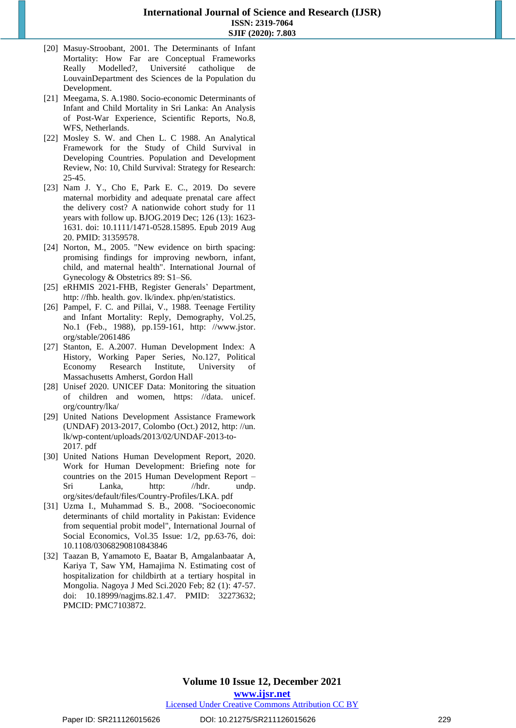[20] Masuy-Stroobant, 2001. The Determinants of Infant Mortality: How Far are Conceptual Frameworks Really Modelled?, Université catholique de LouvainDepartment des Sciences de la Population du Development.

[21] Meegama, S. A.1980. Socio-economic Determinants of Infant and Child Mortality in Sri Lanka: An Analysis of Post-War Experience, Scientific Reports, No.8, WFS, Netherlands.

[22] Mosley S. W. and Chen L. C 1988. An Analytical Framework for the Study of Child Survival in Developing Countries. Population and Development Review, No: 10, Child Survival: Strategy for Research: 25-45.

[23] Nam J. Y., Cho E, Park E. C., 2019. Do severe maternal morbidity and adequate prenatal care affect the delivery cost? A nationwide cohort study for 11 years with follow up. BJOG.2019 Dec; 126 (13): 1623-1631. doi: 10.1111/1471-0528.15895. Epub 2019 Aug 20. PMID: 31359578.

[24] Norton, M., 2005. "New evidence on birth spacing: promising findings for improving newborn, infant, child, and maternal health". International Journal of Gynecology & Obstetrics 89: S1–S6.

[25] eRHMIS 2021-FHB, Register Generals' Department, http: //fhb. health. gov. lk/index. php/en/statistics.

[26] Pampel, F. C. and Pillai, V., 1988. Teenage Fertility and Infant Mortality: Reply, Demography, Vol.25, No.1 (Feb., 1988), pp.159-161, http: //www.jstor. org/stable/2061486

[27] Stanton, E. A.2007. Human Development Index: A History, Working Paper Series, No.127, Political Economy Research Institute, University of Massachusetts Amherst, Gordon Hall

[28] Unisef 2020. UNICEF Data: Monitoring the situation of children and women, https: //data. unicef. org/country/lka/

[29] United Nations Development Assistance Framework (UNDAF) 2013-2017, Colombo (Oct.) 2012, http: //un. lk/wp-content/uploads/2013/02/UNDAF-2013-to-2017. pdf

[30] United Nations Human Development Report, 2020. Work for Human Development: Briefing note for countries on the 2015 Human Development Report – Sri Lanka, http: //hdr. undp. org/sites/default/files/Country-Profiles/LKA. pdf

[31] Uzma I., Muhammad S. B., 2008. "Socioeconomic determinants of child mortality in Pakistan: Evidence from sequential probit model", International Journal of Social Economics, Vol.35 Issue: 1/2, pp.63-76, doi: 10.1108/03068290810843846

[32] Taazan B, Yamamoto E, Baatar B, Amgalanbaatar A, Kariya T, Saw YM, Hamajima N. Estimating cost of hospitalization for childbirth at a tertiary hospital in Mongolia. Nagoya J Med Sci.2020 Feb; 82 (1): 47-57. doi: 10.18999/nagjms.82.1.47. PMID: 32273632; PMCID: PMC7103872.